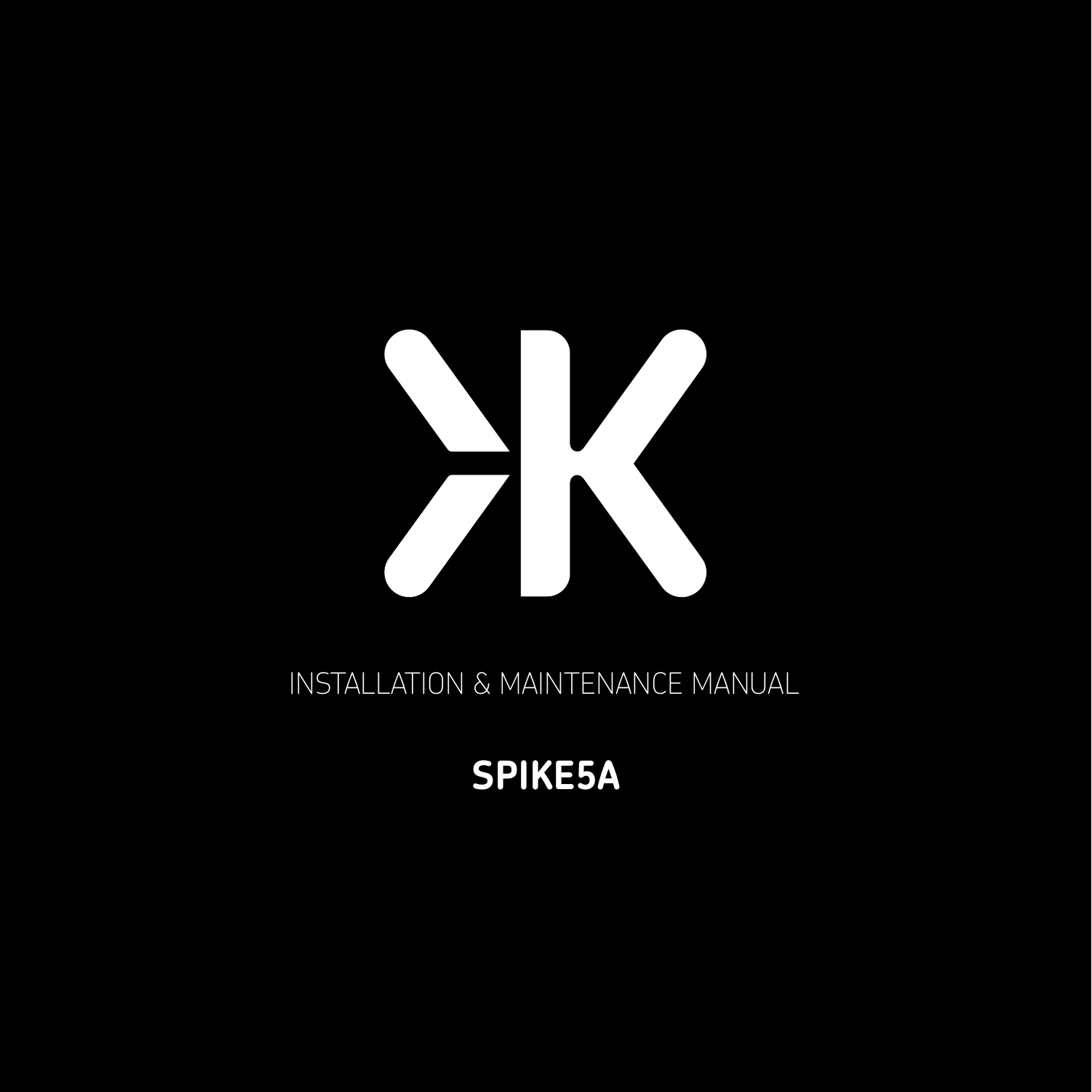INSTALLATION & MAINTENANCE MANUAL

# SPIKE5A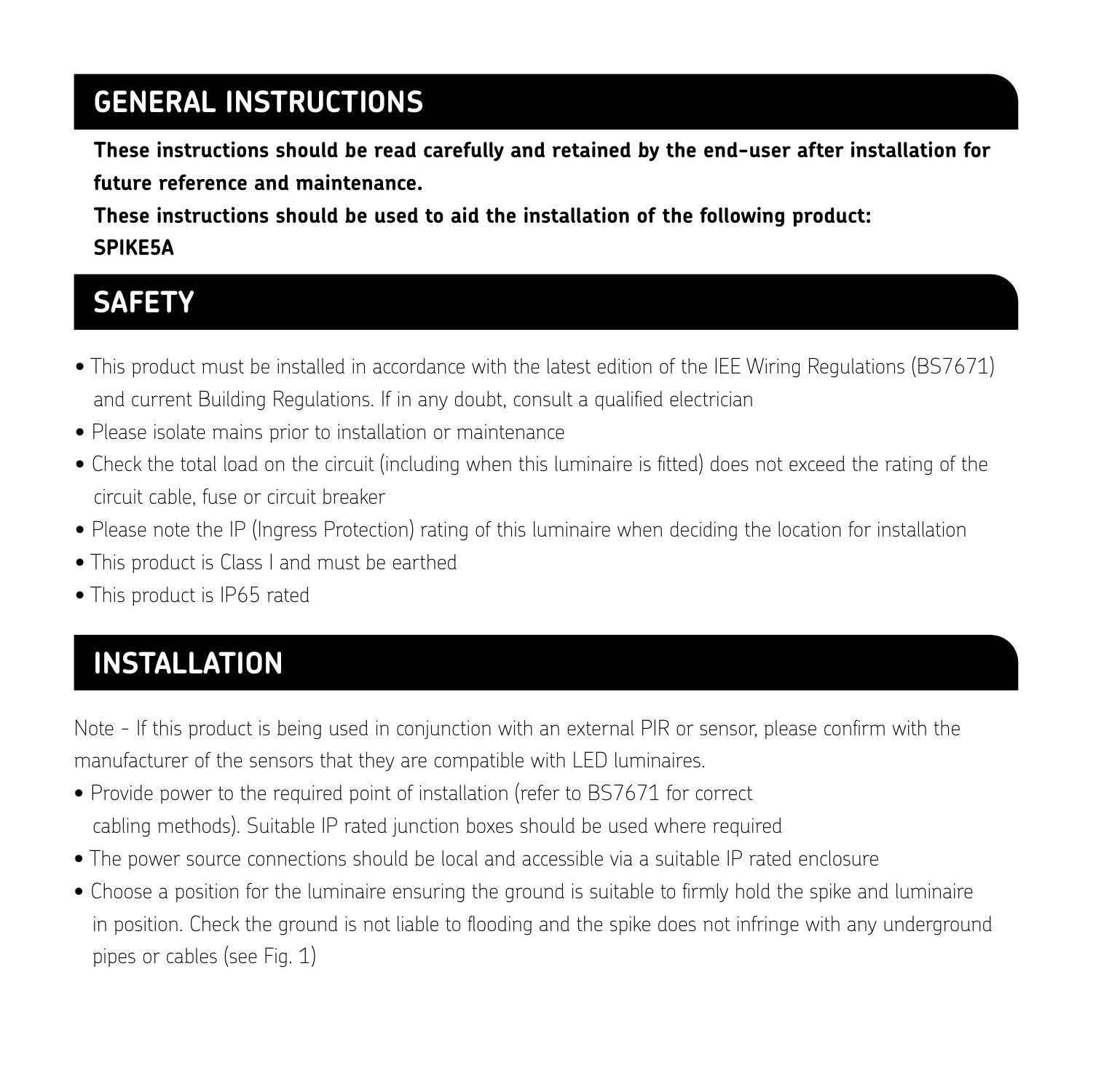## GENERAL INSTRUCTIONS

**These instructions should be read carefully and retained by the end-user after installation for future reference and maintenance.**

**These instructions should be used to aid the installation of the following product:**

**SPIKE5A**

## SAFETY

- This product must be installed in accordance with the latest edition of the IEE Wiring Regulations (BS7671) and current Building Regulations. If in any doubt, consult a qualified electrician
- Please isolate mains prior to installation or maintenance
- Check the total load on the circuit (including when this luminaire is fitted) does not exceed the rating of the circuit cable, fuse or circuit breaker
- Please note the IP (Ingress Protection) rating of this luminaire when deciding the location for installation
- This product is Class I and must be earthed
- This product is IP65 rated

## INSTALLATION

Note - If this product is being used in conjunction with an external PIR or sensor, please confirm with the manufacturer of the sensors that they are compatible with LED luminaires.

- Provide power to the required point of installation (refer to BS7671 for correct cabling methods). Suitable IP rated junction boxes should be used where required
- The power source connections should be local and accessible via a suitable IP rated enclosure
- Choose a position for the luminaire ensuring the ground is suitable to firmly hold the spike and luminaire in position. Check the ground is not liable to flooding and the spike does not infringe with any underground pipes or cables (see Fig. 1)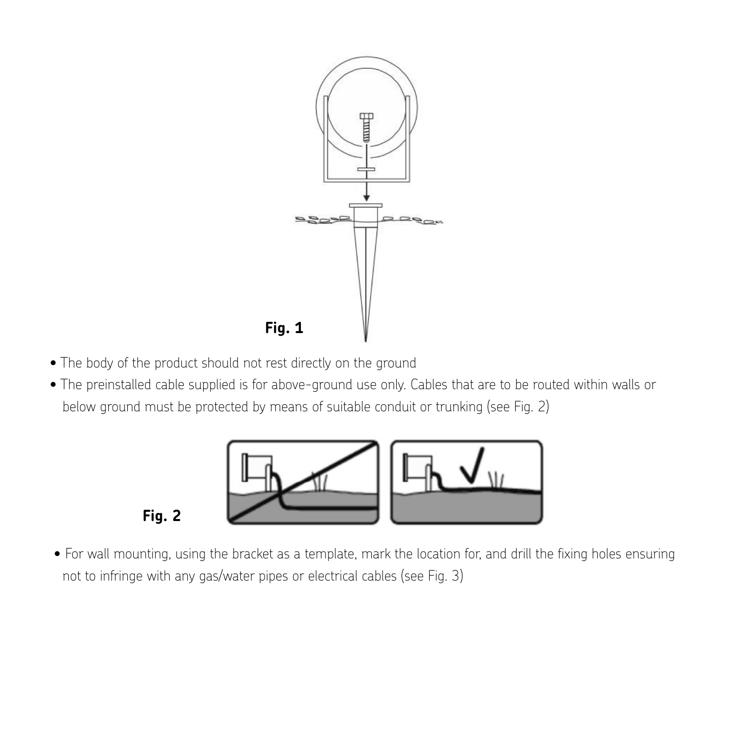Fig. 1

- The body of the product should not rest directly on the ground
- The preinstalled cable supplied is for above-ground use only. Cables that are to be routed within walls or below ground must be protected by means of suitable conduit or trunking (see Fig. 2)

Fig. 2

- For wall mounting, using the bracket as a template, mark the location for, and drill the fixing holes ensuring not to infringe with any gas/water pipes or electrical cables (see Fig. 3)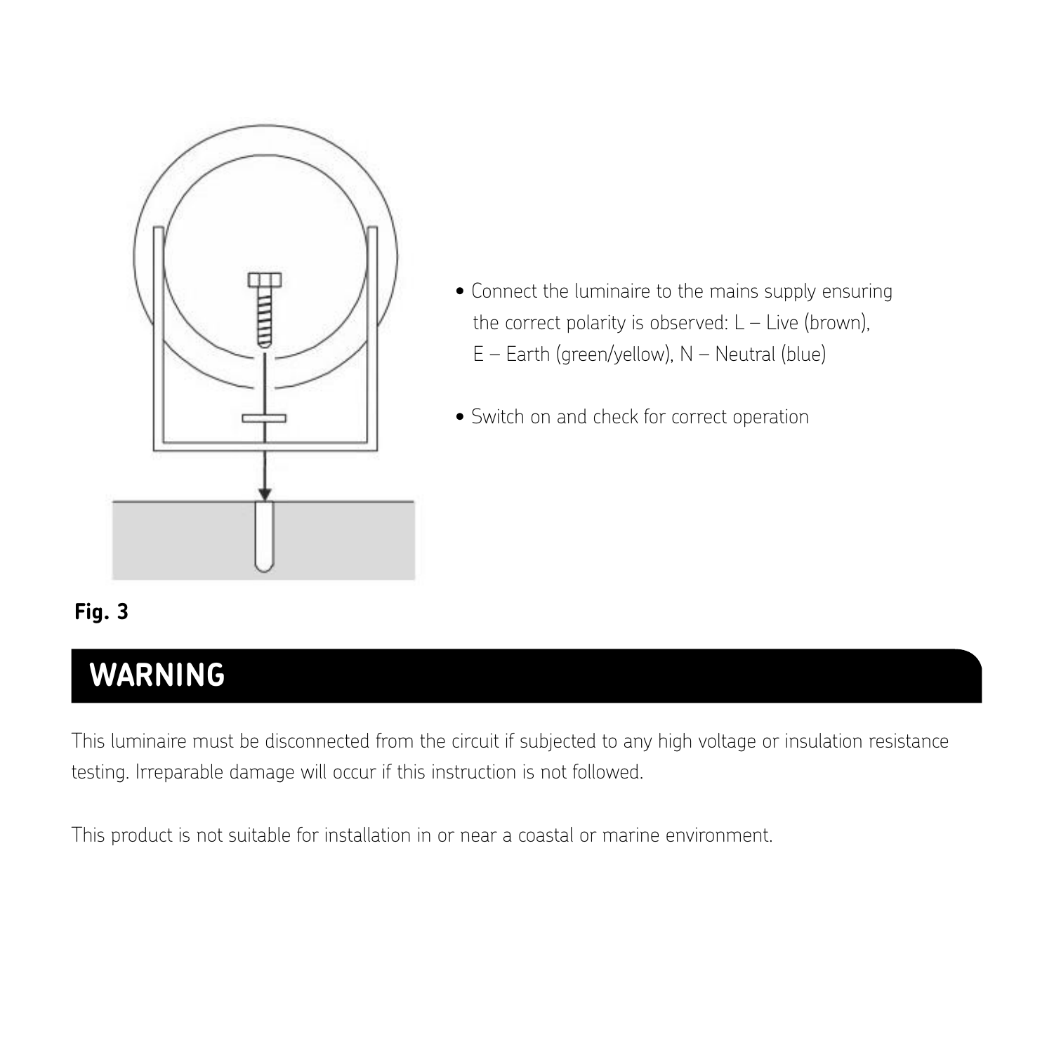- Connect the luminaire to the mains supply ensuring the correct polarity is observed: L – Live (brown), E – Earth (green/yellow), N – Neutral (blue)
- Switch on and check for correct operation

**Fig. 3**

## WARNING

This luminaire must be disconnected from the circuit if subjected to any high voltage or insulation resistance testing. Irreparable damage will occur if this instruction is not followed.

This product is not suitable for installation in or near a coastal or marine environment.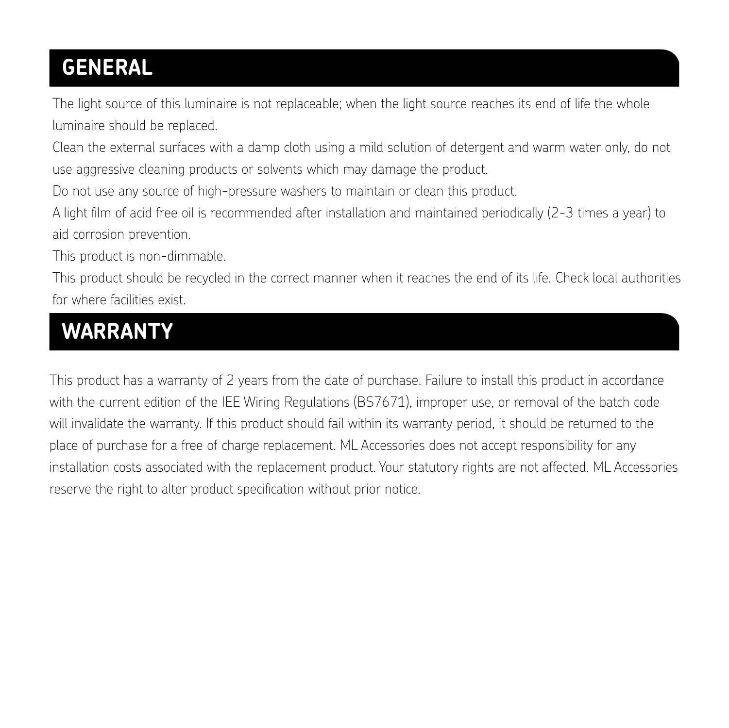## GENERAL

The light source of this luminaire is not replaceable; when the light source reaches its end of life the whole luminaire should be replaced.

Clean the external surfaces with a damp cloth using a mild solution of detergent and warm water only, do not use aggressive cleaning products or solvents which may damage the product.

Do not use any source of high-pressure washers to maintain or clean this product.

A light film of acid free oil is recommended after installation and maintained periodically (2-3 times a year) to aid corrosion prevention.

This product is non-dimmable.

This product should be recycled in the correct manner when it reaches the end of its life. Check local authorities for where facilities exist.

## WARRANTY

This product has a warranty of 2 years from the date of purchase. Failure to install this product in accordance with the current edition of the IEE Wiring Regulations (BS7671), improper use, or removal of the batch code will invalidate the warranty. If this product should fail within its warranty period, it should be returned to the place of purchase for a free of charge replacement. ML Accessories does not accept responsibility for any installation costs associated with the replacement product. Your statutory rights are not affected. ML Accessories reserve the right to alter product specification without prior notice.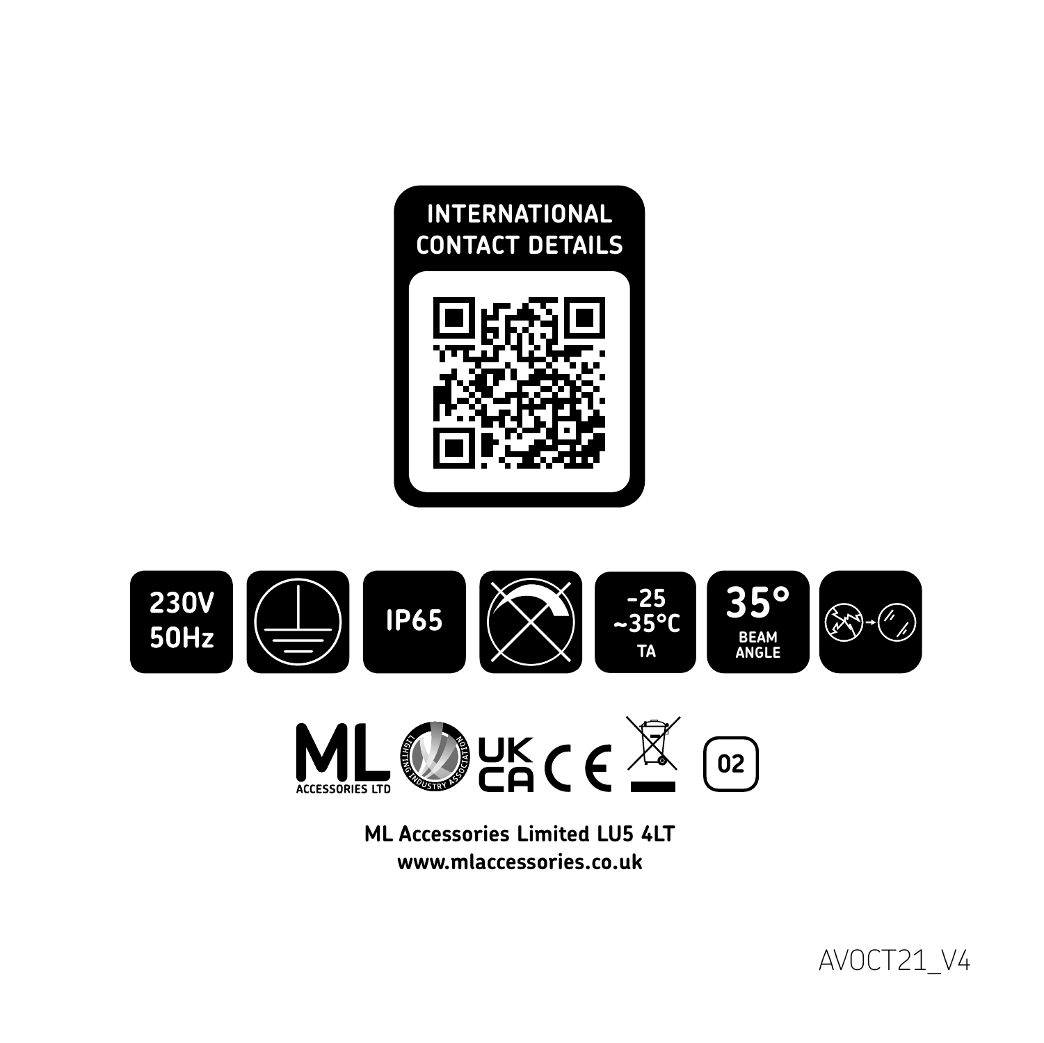**INTERNATIONAL CONTACT DETAILS**

230V 50Hz

IP65

-25 ~35°C TA

35° BEAM ANGLE

ML ACCESSORIES LTD

LIGHTING INDUSTRY ASSOCIATION

UK CA

CE

02

**ML Accessories Limited LU5 4LT**
**www.mlaccessories.co.uk**

AVOCT21_V4